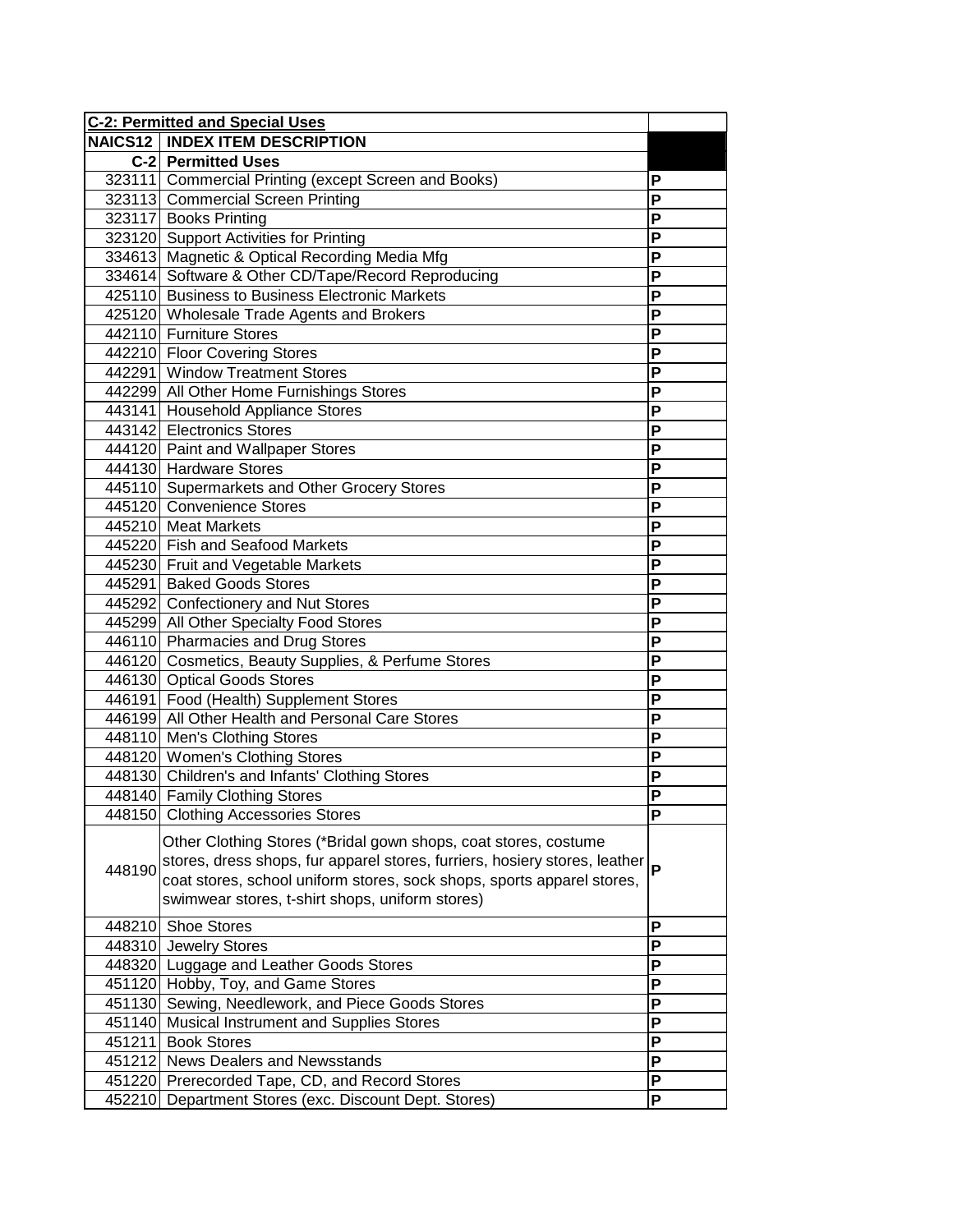| C-2: Permitted and Special Uses | | |
|---|---|---|
| **NAICS12** | **INDEX ITEM DESCRIPTION** | |
| **C-2** | **Permitted Uses** | |
| 323111 | Commercial Printing (except Screen and Books) | P |
| 323113 | Commercial Screen Printing | P |
| 323117 | Books Printing | P |
| 323120 | Support Activities for Printing | P |
| 334613 | Magnetic & Optical Recording Media Mfg | P |
| 334614 | Software & Other CD/Tape/Record Reproducing | P |
| 425110 | Business to Business Electronic Markets | P |
| 425120 | Wholesale Trade Agents and Brokers | P |
| 442110 | Furniture Stores | P |
| 442210 | Floor Covering Stores | P |
| 442291 | Window Treatment Stores | P |
| 442299 | All Other Home Furnishings Stores | P |
| 443141 | Household Appliance Stores | P |
| 443142 | Electronics Stores | P |
| 444120 | Paint and Wallpaper Stores | P |
| 444130 | Hardware Stores | P |
| 445110 | Supermarkets and Other Grocery Stores | P |
| 445120 | Convenience Stores | P |
| 445210 | Meat Markets | P |
| 445220 | Fish and Seafood Markets | P |
| 445230 | Fruit and Vegetable Markets | P |
| 445291 | Baked Goods Stores | P |
| 445292 | Confectionery and Nut Stores | P |
| 445299 | All Other Specialty Food Stores | P |
| 446110 | Pharmacies and Drug Stores | P |
| 446120 | Cosmetics, Beauty Supplies, & Perfume Stores | P |
| 446130 | Optical Goods Stores | P |
| 446191 | Food (Health) Supplement Stores | P |
| 446199 | All Other Health and Personal Care Stores | P |
| 448110 | Men's Clothing Stores | P |
| 448120 | Women's Clothing Stores | P |
| 448130 | Children's and Infants' Clothing Stores | P |
| 448140 | Family Clothing Stores | P |
| 448150 | Clothing Accessories Stores | P |
| 448190 | Other Clothing Stores (*Bridal gown shops, coat stores, costume stores, dress shops, fur apparel stores, furriers, hosiery stores, leather coat stores, school uniform stores, sock shops, sports apparel stores, swimwear stores, t-shirt shops, uniform stores) | P |
| 448210 | Shoe Stores | P |
| 448310 | Jewelry Stores | P |
| 448320 | Luggage and Leather Goods Stores | P |
| 451120 | Hobby, Toy, and Game Stores | P |
| 451130 | Sewing, Needlework, and Piece Goods Stores | P |
| 451140 | Musical Instrument and Supplies Stores | P |
| 451211 | Book Stores | P |
| 451212 | News Dealers and Newsstands | P |
| 451220 | Prerecorded Tape, CD, and Record Stores | P |
| 452210 | Department Stores (exc. Discount Dept. Stores) | P |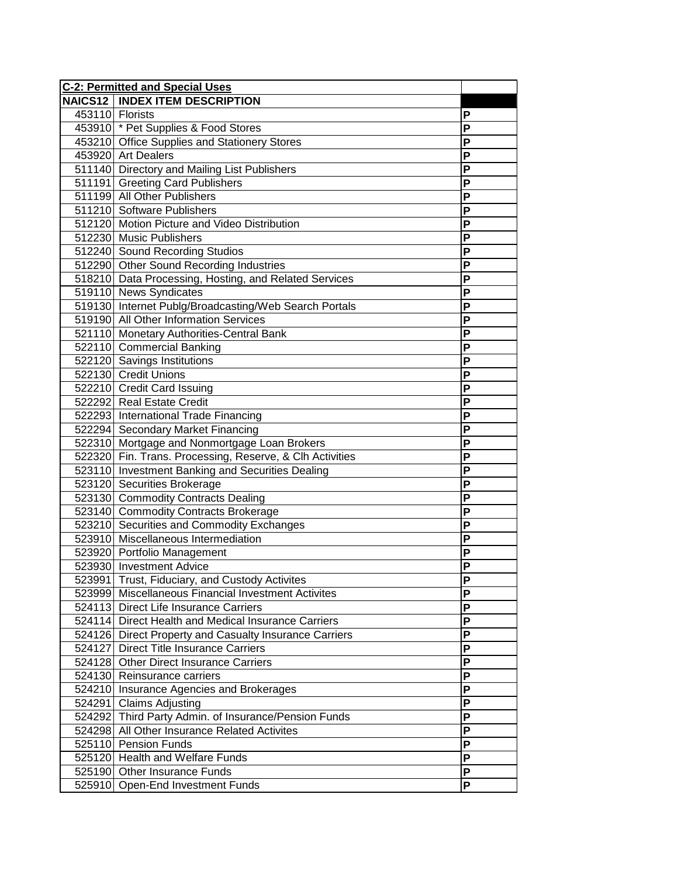| C-2: Permitted and Special Uses | | |
|---|---|---|
| NAICS12 | INDEX ITEM DESCRIPTION | |
| 453110 | Florists | P |
| 453910 | * Pet Supplies & Food Stores | P |
| 453210 | Office Supplies and Stationery Stores | P |
| 453920 | Art Dealers | P |
| 511140 | Directory and Mailing List Publishers | P |
| 511191 | Greeting Card Publishers | P |
| 511199 | All Other Publishers | P |
| 511210 | Software Publishers | P |
| 512120 | Motion Picture and Video Distribution | P |
| 512230 | Music Publishers | P |
| 512240 | Sound Recording Studios | P |
| 512290 | Other Sound Recording Industries | P |
| 518210 | Data Processing, Hosting, and Related Services | P |
| 519110 | News Syndicates | P |
| 519130 | Internet Publg/Broadcasting/Web Search Portals | P |
| 519190 | All Other Information Services | P |
| 521110 | Monetary Authorities-Central Bank | P |
| 522110 | Commercial Banking | P |
| 522120 | Savings Institutions | P |
| 522130 | Credit Unions | P |
| 522210 | Credit Card Issuing | P |
| 522292 | Real Estate Credit | P |
| 522293 | International Trade Financing | P |
| 522294 | Secondary Market Financing | P |
| 522310 | Mortgage and Nonmortgage Loan Brokers | P |
| 522320 | Fin. Trans. Processing, Reserve, & Clh Activities | P |
| 523110 | Investment Banking and Securities Dealing | P |
| 523120 | Securities Brokerage | P |
| 523130 | Commodity Contracts Dealing | P |
| 523140 | Commodity Contracts Brokerage | P |
| 523210 | Securities and Commodity Exchanges | P |
| 523910 | Miscellaneous Intermediation | P |
| 523920 | Portfolio Management | P |
| 523930 | Investment Advice | P |
| 523991 | Trust, Fiduciary, and Custody Activites | P |
| 523999 | Miscellaneous Financial Investment Activites | P |
| 524113 | Direct Life Insurance Carriers | P |
| 524114 | Direct Health and Medical Insurance Carriers | P |
| 524126 | Direct Property and Casualty Insurance Carriers | P |
| 524127 | Direct Title Insurance Carriers | P |
| 524128 | Other Direct Insurance Carriers | P |
| 524130 | Reinsurance carriers | P |
| 524210 | Insurance Agencies and Brokerages | P |
| 524291 | Claims Adjusting | P |
| 524292 | Third Party Admin. of Insurance/Pension Funds | P |
| 524298 | All Other Insurance Related Activites | P |
| 525110 | Pension Funds | P |
| 525120 | Health and Welfare Funds | P |
| 525190 | Other Insurance Funds | P |
| 525910 | Open-End Investment Funds | P |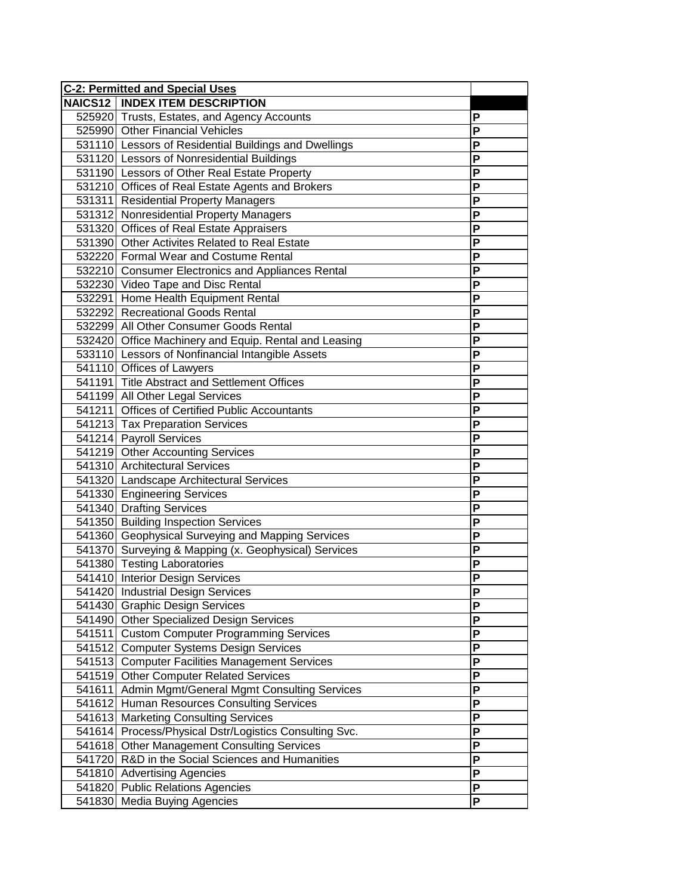| C-2: Permitted and Special Uses | | |
|---|---|---|
| NAICS12 | INDEX ITEM DESCRIPTION | |
| 525920 | Trusts, Estates, and Agency Accounts | P |
| 525990 | Other Financial Vehicles | P |
| 531110 | Lessors of Residential Buildings and Dwellings | P |
| 531120 | Lessors of Nonresidential Buildings | P |
| 531190 | Lessors of Other Real Estate Property | P |
| 531210 | Offices of Real Estate Agents and Brokers | P |
| 531311 | Residential Property Managers | P |
| 531312 | Nonresidential Property Managers | P |
| 531320 | Offices of Real Estate Appraisers | P |
| 531390 | Other Activites Related to Real Estate | P |
| 532220 | Formal Wear and Costume Rental | P |
| 532210 | Consumer Electronics and Appliances Rental | P |
| 532230 | Video Tape and Disc Rental | P |
| 532291 | Home Health Equipment Rental | P |
| 532292 | Recreational Goods Rental | P |
| 532299 | All Other Consumer Goods Rental | P |
| 532420 | Office Machinery and Equip. Rental and Leasing | P |
| 533110 | Lessors of Nonfinancial Intangible Assets | P |
| 541110 | Offices of Lawyers | P |
| 541191 | Title Abstract and Settlement Offices | P |
| 541199 | All Other Legal Services | P |
| 541211 | Offices of Certified Public Accountants | P |
| 541213 | Tax Preparation Services | P |
| 541214 | Payroll Services | P |
| 541219 | Other Accounting Services | P |
| 541310 | Architectural Services | P |
| 541320 | Landscape Architectural Services | P |
| 541330 | Engineering Services | P |
| 541340 | Drafting Services | P |
| 541350 | Building Inspection Services | P |
| 541360 | Geophysical Surveying and Mapping Services | P |
| 541370 | Surveying & Mapping (x. Geophysical) Services | P |
| 541380 | Testing Laboratories | P |
| 541410 | Interior Design Services | P |
| 541420 | Industrial Design Services | P |
| 541430 | Graphic Design Services | P |
| 541490 | Other Specialized Design Services | P |
| 541511 | Custom Computer Programming Services | P |
| 541512 | Computer Systems Design Services | P |
| 541513 | Computer Facilities Management Services | P |
| 541519 | Other Computer Related Services | P |
| 541611 | Admin Mgmt/General Mgmt Consulting Services | P |
| 541612 | Human Resources Consulting Services | P |
| 541613 | Marketing Consulting Services | P |
| 541614 | Process/Physical Dstr/Logistics Consulting Svc. | P |
| 541618 | Other Management Consulting Services | P |
| 541720 | R&D in the Social Sciences and Humanities | P |
| 541810 | Advertising Agencies | P |
| 541820 | Public Relations Agencies | P |
| 541830 | Media Buying Agencies | P |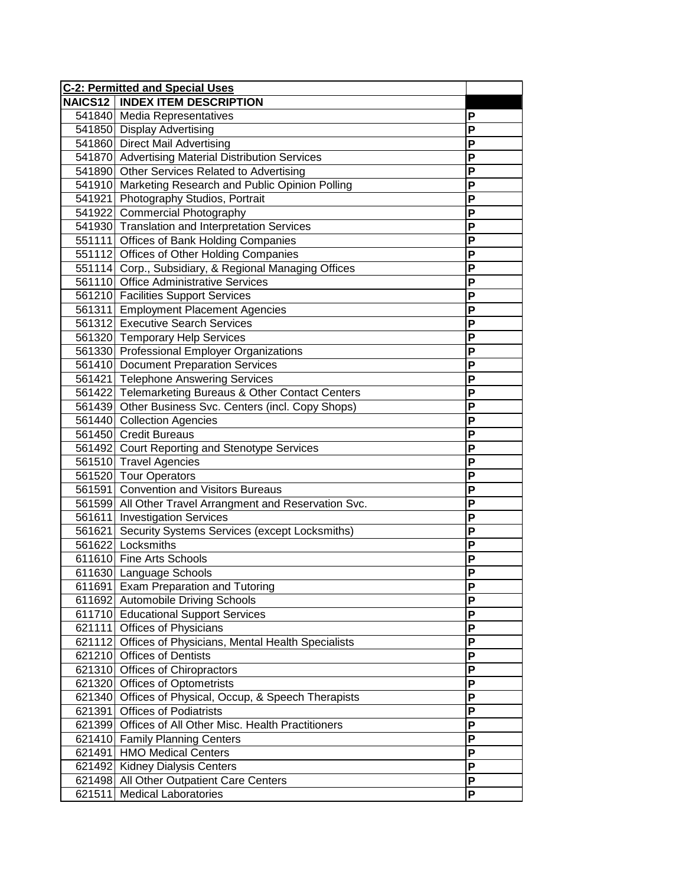| **C-2: Permitted and Special Uses** | | |
| --- | --- | --- |
| **NAICS12** | **INDEX ITEM DESCRIPTION** | |
| 541840 | Media Representatives | **P** |
| 541850 | Display Advertising | **P** |
| 541860 | Direct Mail Advertising | **P** |
| 541870 | Advertising Material Distribution Services | **P** |
| 541890 | Other Services Related to Advertising | **P** |
| 541910 | Marketing Research and Public Opinion Polling | **P** |
| 541921 | Photography Studios, Portrait | **P** |
| 541922 | Commercial Photography | **P** |
| 541930 | Translation and Interpretation Services | **P** |
| 551111 | Offices of Bank Holding Companies | **P** |
| 551112 | Offices of Other Holding Companies | **P** |
| 551114 | Corp., Subsidiary, & Regional Managing Offices | **P** |
| 561110 | Office Administrative Services | **P** |
| 561210 | Facilities Support Services | **P** |
| 561311 | Employment Placement Agencies | **P** |
| 561312 | Executive Search Services | **P** |
| 561320 | Temporary Help Services | **P** |
| 561330 | Professional Employer Organizations | **P** |
| 561410 | Document Preparation Services | **P** |
| 561421 | Telephone Answering Services | **P** |
| 561422 | Telemarketing Bureaus & Other Contact Centers | **P** |
| 561439 | Other Business Svc. Centers (incl. Copy Shops) | **P** |
| 561440 | Collection Agencies | **P** |
| 561450 | Credit Bureaus | **P** |
| 561492 | Court Reporting and Stenotype Services | **P** |
| 561510 | Travel Agencies | **P** |
| 561520 | Tour Operators | **P** |
| 561591 | Convention and Visitors Bureaus | **P** |
| 561599 | All Other Travel Arrangment and Reservation Svc. | **P** |
| 561611 | Investigation Services | **P** |
| 561621 | Security Systems Services (except Locksmiths) | **P** |
| 561622 | Locksmiths | **P** |
| 611610 | Fine Arts Schools | **P** |
| 611630 | Language Schools | **P** |
| 611691 | Exam Preparation and Tutoring | **P** |
| 611692 | Automobile Driving Schools | **P** |
| 611710 | Educational Support Services | **P** |
| 621111 | Offices of Physicians | **P** |
| 621112 | Offices of Physicians, Mental Health Specialists | **P** |
| 621210 | Offices of Dentists | **P** |
| 621310 | Offices of Chiropractors | **P** |
| 621320 | Offices of Optometrists | **P** |
| 621340 | Offices of Physical, Occup, & Speech Therapists | **P** |
| 621391 | Offices of Podiatrists | **P** |
| 621399 | Offices of All Other Misc. Health Practitioners | **P** |
| 621410 | Family Planning Centers | **P** |
| 621491 | HMO Medical Centers | **P** |
| 621492 | Kidney Dialysis Centers | **P** |
| 621498 | All Other Outpatient Care Centers | **P** |
| 621511 | Medical Laboratories | **P** |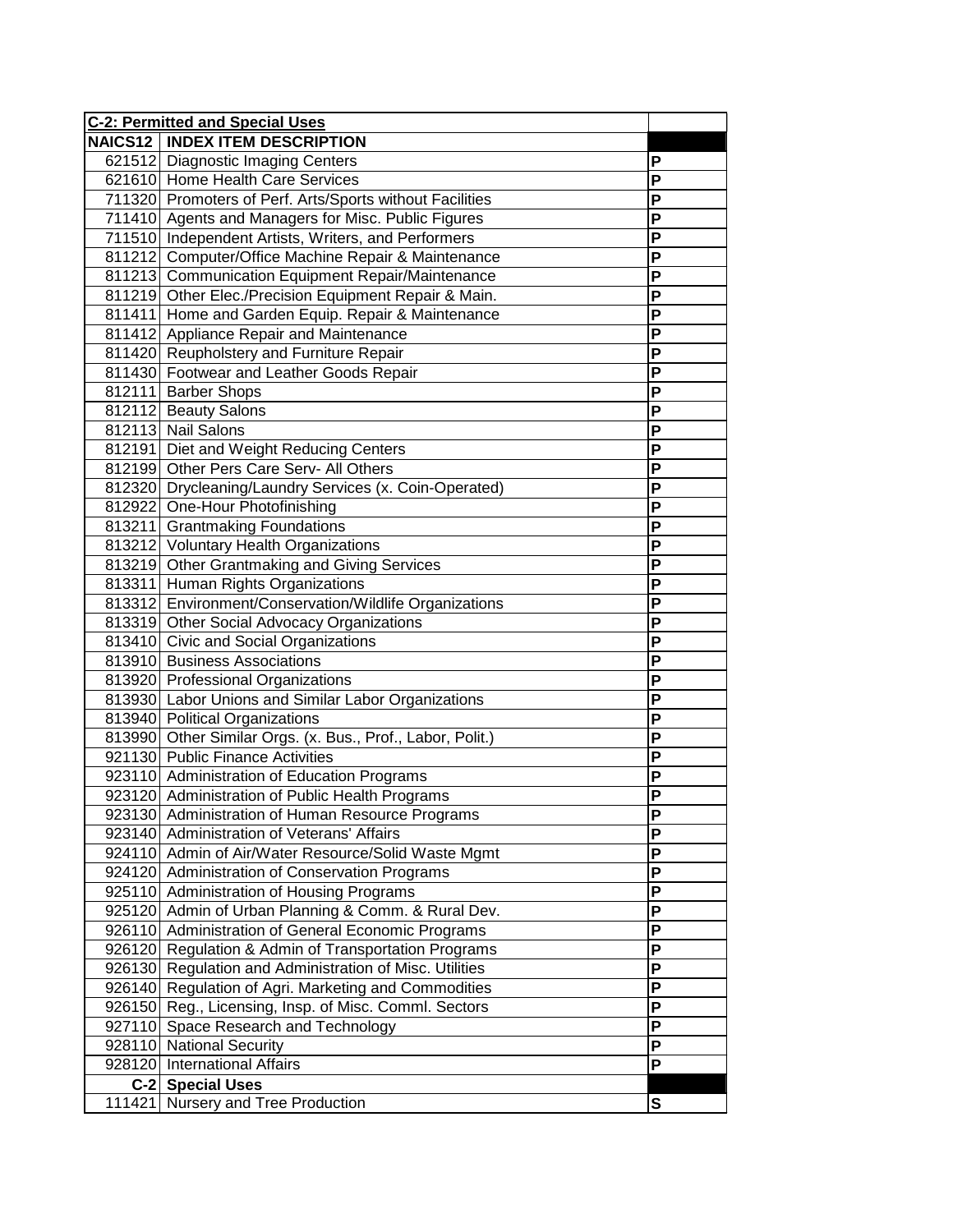| C-2: Permitted and Special Uses | | |
|---|---|---|
| **NAICS12** | **INDEX ITEM DESCRIPTION** | |
| 621512 | Diagnostic Imaging Centers | P |
| 621610 | Home Health Care Services | P |
| 711320 | Promoters of Perf. Arts/Sports without Facilities | P |
| 711410 | Agents and Managers for Misc. Public Figures | P |
| 711510 | Independent Artists, Writers, and Performers | P |
| 811212 | Computer/Office Machine Repair & Maintenance | P |
| 811213 | Communication Equipment Repair/Maintenance | P |
| 811219 | Other Elec./Precision Equipment Repair & Main. | P |
| 811411 | Home and Garden Equip. Repair & Maintenance | P |
| 811412 | Appliance Repair and Maintenance | P |
| 811420 | Reupholstery and Furniture Repair | P |
| 811430 | Footwear and Leather Goods Repair | P |
| 812111 | Barber Shops | P |
| 812112 | Beauty Salons | P |
| 812113 | Nail Salons | P |
| 812191 | Diet and Weight Reducing Centers | P |
| 812199 | Other Pers Care Serv- All Others | P |
| 812320 | Drycleaning/Laundry Services (x. Coin-Operated) | P |
| 812922 | One-Hour Photofinishing | P |
| 813211 | Grantmaking Foundations | P |
| 813212 | Voluntary Health Organizations | P |
| 813219 | Other Grantmaking and Giving Services | P |
| 813311 | Human Rights Organizations | P |
| 813312 | Environment/Conservation/Wildlife Organizations | P |
| 813319 | Other Social Advocacy Organizations | P |
| 813410 | Civic and Social Organizations | P |
| 813910 | Business Associations | P |
| 813920 | Professional Organizations | P |
| 813930 | Labor Unions and Similar Labor Organizations | P |
| 813940 | Political Organizations | P |
| 813990 | Other Similar Orgs. (x. Bus., Prof., Labor, Polit.) | P |
| 921130 | Public Finance Activities | P |
| 923110 | Administration of Education Programs | P |
| 923120 | Administration of Public Health Programs | P |
| 923130 | Administration of Human Resource Programs | P |
| 923140 | Administration of Veterans' Affairs | P |
| 924110 | Admin of Air/Water Resource/Solid Waste Mgmt | P |
| 924120 | Administration of Conservation Programs | P |
| 925110 | Administration of Housing Programs | P |
| 925120 | Admin of Urban Planning & Comm. & Rural Dev. | P |
| 926110 | Administration of General Economic Programs | P |
| 926120 | Regulation & Admin of Transportation Programs | P |
| 926130 | Regulation and Administration of Misc. Utilities | P |
| 926140 | Regulation of Agri. Marketing and Commodities | P |
| 926150 | Reg., Licensing, Insp. of Misc. Comml. Sectors | P |
| 927110 | Space Research and Technology | P |
| 928110 | National Security | P |
| 928120 | International Affairs | P |
| **C-2** | **Special Uses** | |
| 111421 | Nursery and Tree Production | S |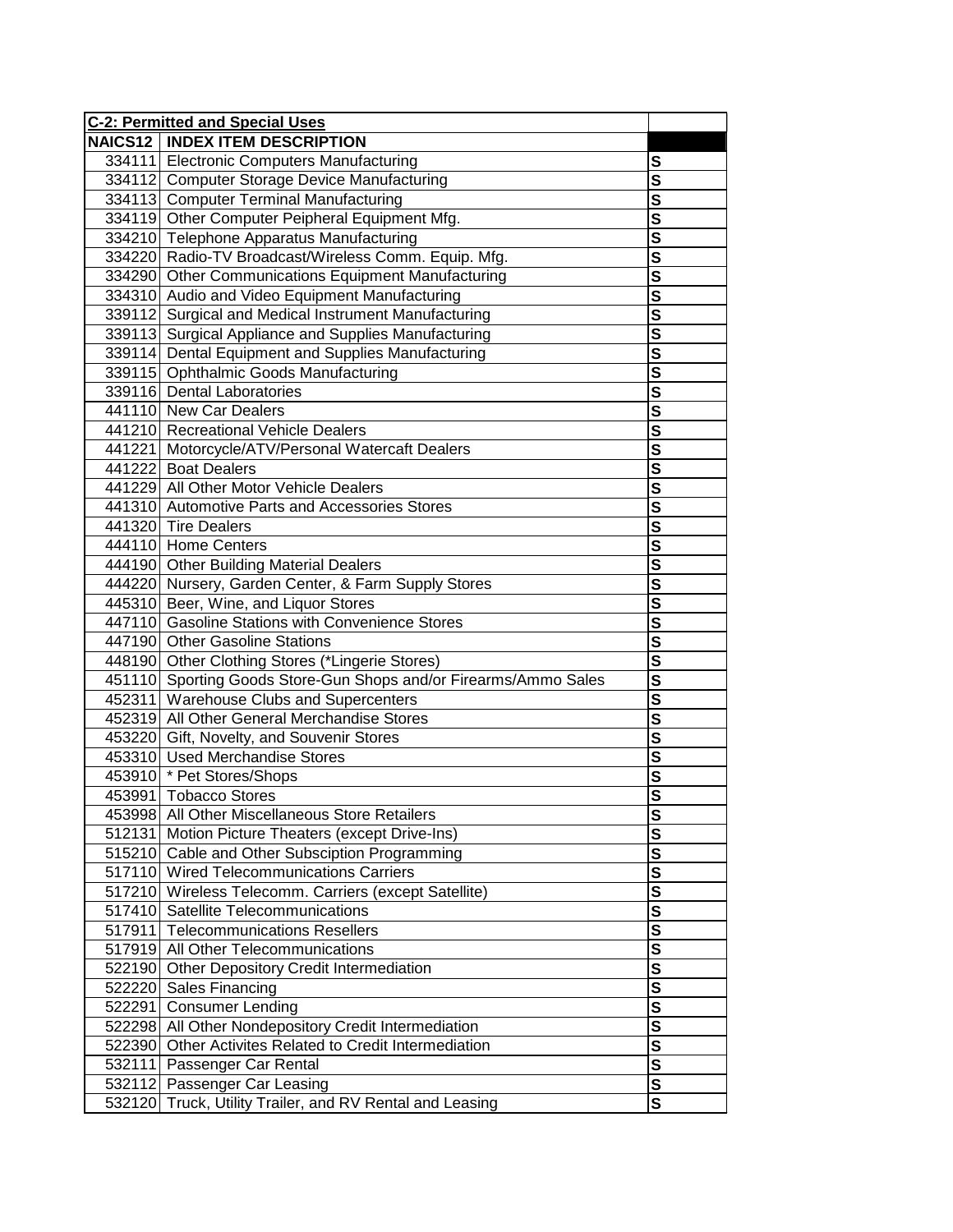| **C-2: Permitted and Special Uses** | | |
|---|---|---|
| **NAICS12** | **INDEX ITEM DESCRIPTION** | |
| 334111 | Electronic Computers Manufacturing | **S** |
| 334112 | Computer Storage Device Manufacturing | **S** |
| 334113 | Computer Terminal Manufacturing | **S** |
| 334119 | Other Computer Peipheral Equipment Mfg. | **S** |
| 334210 | Telephone Apparatus Manufacturing | **S** |
| 334220 | Radio-TV Broadcast/Wireless Comm. Equip. Mfg. | **S** |
| 334290 | Other Communications Equipment Manufacturing | **S** |
| 334310 | Audio and Video Equipment Manufacturing | **S** |
| 339112 | Surgical and Medical Instrument Manufacturing | **S** |
| 339113 | Surgical Appliance and Supplies Manufacturing | **S** |
| 339114 | Dental Equipment and Supplies Manufacturing | **S** |
| 339115 | Ophthalmic Goods Manufacturing | **S** |
| 339116 | Dental Laboratories | **S** |
| 441110 | New Car Dealers | **S** |
| 441210 | Recreational Vehicle Dealers | **S** |
| 441221 | Motorcycle/ATV/Personal Watercaft Dealers | **S** |
| 441222 | Boat Dealers | **S** |
| 441229 | All Other Motor Vehicle Dealers | **S** |
| 441310 | Automotive Parts and Accessories Stores | **S** |
| 441320 | Tire Dealers | **S** |
| 444110 | Home Centers | **S** |
| 444190 | Other Building Material Dealers | **S** |
| 444220 | Nursery, Garden Center, & Farm Supply Stores | **S** |
| 445310 | Beer, Wine, and Liquor Stores | **S** |
| 447110 | Gasoline Stations with Convenience Stores | **S** |
| 447190 | Other Gasoline Stations | **S** |
| 448190 | Other Clothing Stores (*Lingerie Stores) | **S** |
| 451110 | Sporting Goods Store-Gun Shops and/or Firearms/Ammo Sales | **S** |
| 452311 | Warehouse Clubs and Supercenters | **S** |
| 452319 | All Other General Merchandise Stores | **S** |
| 453220 | Gift, Novelty, and Souvenir Stores | **S** |
| 453310 | Used Merchandise Stores | **S** |
| 453910 | * Pet Stores/Shops | **S** |
| 453991 | Tobacco Stores | **S** |
| 453998 | All Other Miscellaneous Store Retailers | **S** |
| 512131 | Motion Picture Theaters (except Drive-Ins) | **S** |
| 515210 | Cable and Other Subsciption Programming | **S** |
| 517110 | Wired Telecommunications Carriers | **S** |
| 517210 | Wireless Telecomm. Carriers (except Satellite) | **S** |
| 517410 | Satellite Telecommunications | **S** |
| 517911 | Telecommunications Resellers | **S** |
| 517919 | All Other Telecommunications | **S** |
| 522190 | Other Depository Credit Intermediation | **S** |
| 522220 | Sales Financing | **S** |
| 522291 | Consumer Lending | **S** |
| 522298 | All Other Nondepository Credit Intermediation | **S** |
| 522390 | Other Activites Related to Credit Intermediation | **S** |
| 532111 | Passenger Car Rental | **S** |
| 532112 | Passenger Car Leasing | **S** |
| 532120 | Truck, Utility Trailer, and RV Rental and Leasing | **S** |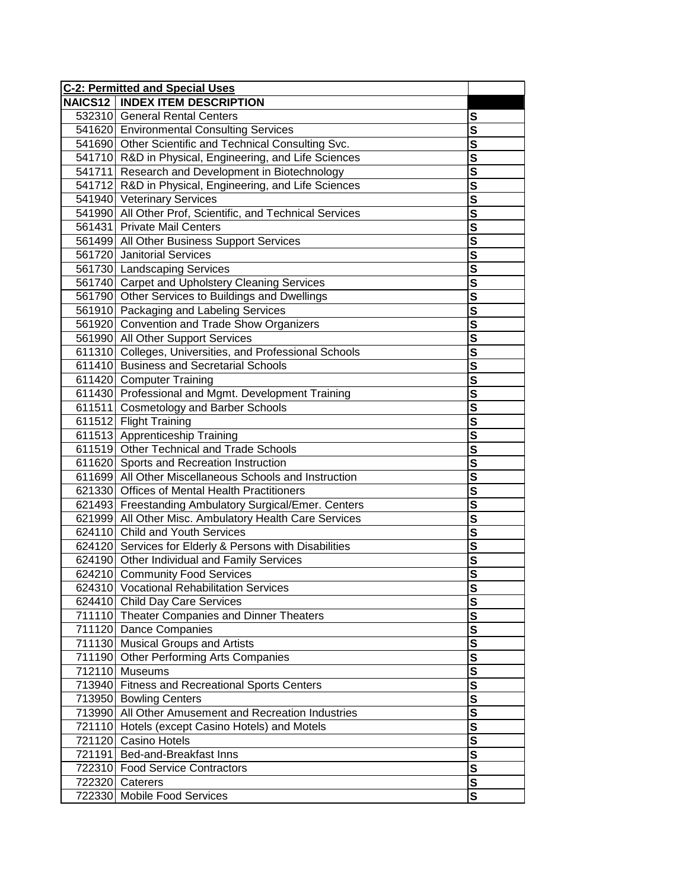| C-2: Permitted and Special Uses | | |
|---|---|---|
| NAICS12 | INDEX ITEM DESCRIPTION | |
| 532310 | General Rental Centers | S |
| 541620 | Environmental Consulting Services | S |
| 541690 | Other Scientific and Technical Consulting Svc. | S |
| 541710 | R&D in Physical, Engineering, and Life Sciences | S |
| 541711 | Research and Development in Biotechnology | S |
| 541712 | R&D in Physical, Engineering, and Life Sciences | S |
| 541940 | Veterinary Services | S |
| 541990 | All Other Prof, Scientific, and Technical Services | S |
| 561431 | Private Mail Centers | S |
| 561499 | All Other Business Support Services | S |
| 561720 | Janitorial Services | S |
| 561730 | Landscaping Services | S |
| 561740 | Carpet and Upholstery Cleaning Services | S |
| 561790 | Other Services to Buildings and Dwellings | S |
| 561910 | Packaging and Labeling Services | S |
| 561920 | Convention and Trade Show Organizers | S |
| 561990 | All Other Support Services | S |
| 611310 | Colleges, Universities, and Professional Schools | S |
| 611410 | Business and Secretarial Schools | S |
| 611420 | Computer Training | S |
| 611430 | Professional and Mgmt. Development Training | S |
| 611511 | Cosmetology and Barber Schools | S |
| 611512 | Flight Training | S |
| 611513 | Apprenticeship Training | S |
| 611519 | Other Technical and Trade Schools | S |
| 611620 | Sports and Recreation Instruction | S |
| 611699 | All Other Miscellaneous Schools and Instruction | S |
| 621330 | Offices of Mental Health Practitioners | S |
| 621493 | Freestanding Ambulatory Surgical/Emer. Centers | S |
| 621999 | All Other Misc. Ambulatory Health Care Services | S |
| 624110 | Child and Youth Services | S |
| 624120 | Services for Elderly & Persons with Disabilities | S |
| 624190 | Other Individual and Family Services | S |
| 624210 | Community Food Services | S |
| 624310 | Vocational Rehabilitation Services | S |
| 624410 | Child Day Care Services | S |
| 711110 | Theater Companies and Dinner Theaters | S |
| 711120 | Dance Companies | S |
| 711130 | Musical Groups and Artists | S |
| 711190 | Other Performing Arts Companies | S |
| 712110 | Museums | S |
| 713940 | Fitness and Recreational Sports Centers | S |
| 713950 | Bowling Centers | S |
| 713990 | All Other Amusement and Recreation Industries | S |
| 721110 | Hotels (except Casino Hotels) and Motels | S |
| 721120 | Casino Hotels | S |
| 721191 | Bed-and-Breakfast Inns | S |
| 722310 | Food Service Contractors | S |
| 722320 | Caterers | S |
| 722330 | Mobile Food Services | S |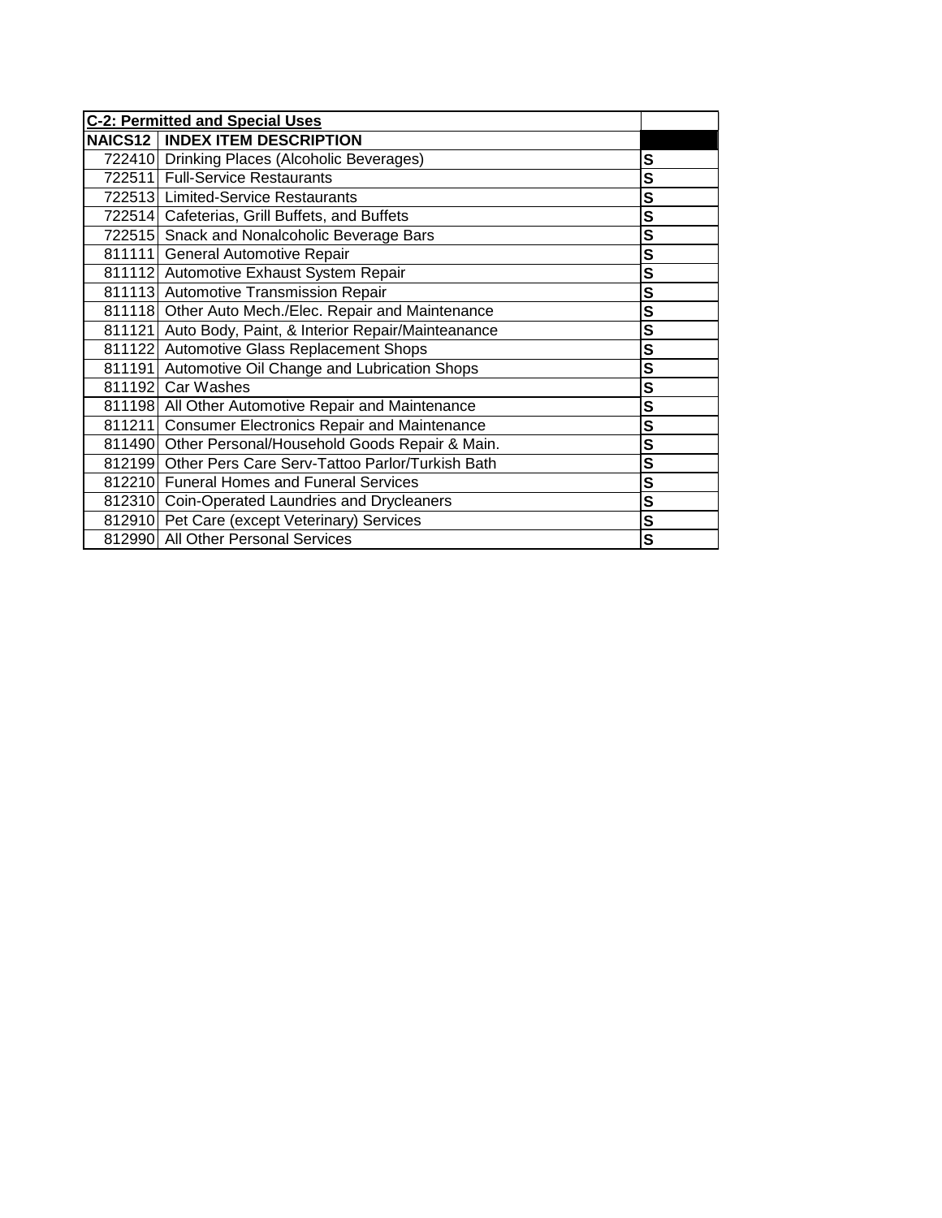| C-2: Permitted and Special Uses | | |
|---|---|---|
| **NAICS12** | **INDEX ITEM DESCRIPTION** | |
| 722410 | Drinking Places (Alcoholic Beverages) | **S** |
| 722511 | Full-Service Restaurants | **S** |
| 722513 | Limited-Service Restaurants | **S** |
| 722514 | Cafeterias, Grill Buffets, and Buffets | **S** |
| 722515 | Snack and Nonalcoholic Beverage Bars | **S** |
| 811111 | General Automotive Repair | **S** |
| 811112 | Automotive Exhaust System Repair | **S** |
| 811113 | Automotive Transmission Repair | **S** |
| 811118 | Other Auto Mech./Elec. Repair and Maintenance | **S** |
| 811121 | Auto Body, Paint, & Interior Repair/Mainteanance | **S** |
| 811122 | Automotive Glass Replacement Shops | **S** |
| 811191 | Automotive Oil Change and Lubrication Shops | **S** |
| 811192 | Car Washes | **S** |
| 811198 | All Other Automotive Repair and Maintenance | **S** |
| 811211 | Consumer Electronics Repair and Maintenance | **S** |
| 811490 | Other Personal/Household Goods Repair & Main. | **S** |
| 812199 | Other Pers Care Serv-Tattoo Parlor/Turkish Bath | **S** |
| 812210 | Funeral Homes and Funeral Services | **S** |
| 812310 | Coin-Operated Laundries and Drycleaners | **S** |
| 812910 | Pet Care (except Veterinary) Services | **S** |
| 812990 | All Other Personal Services | **S** |